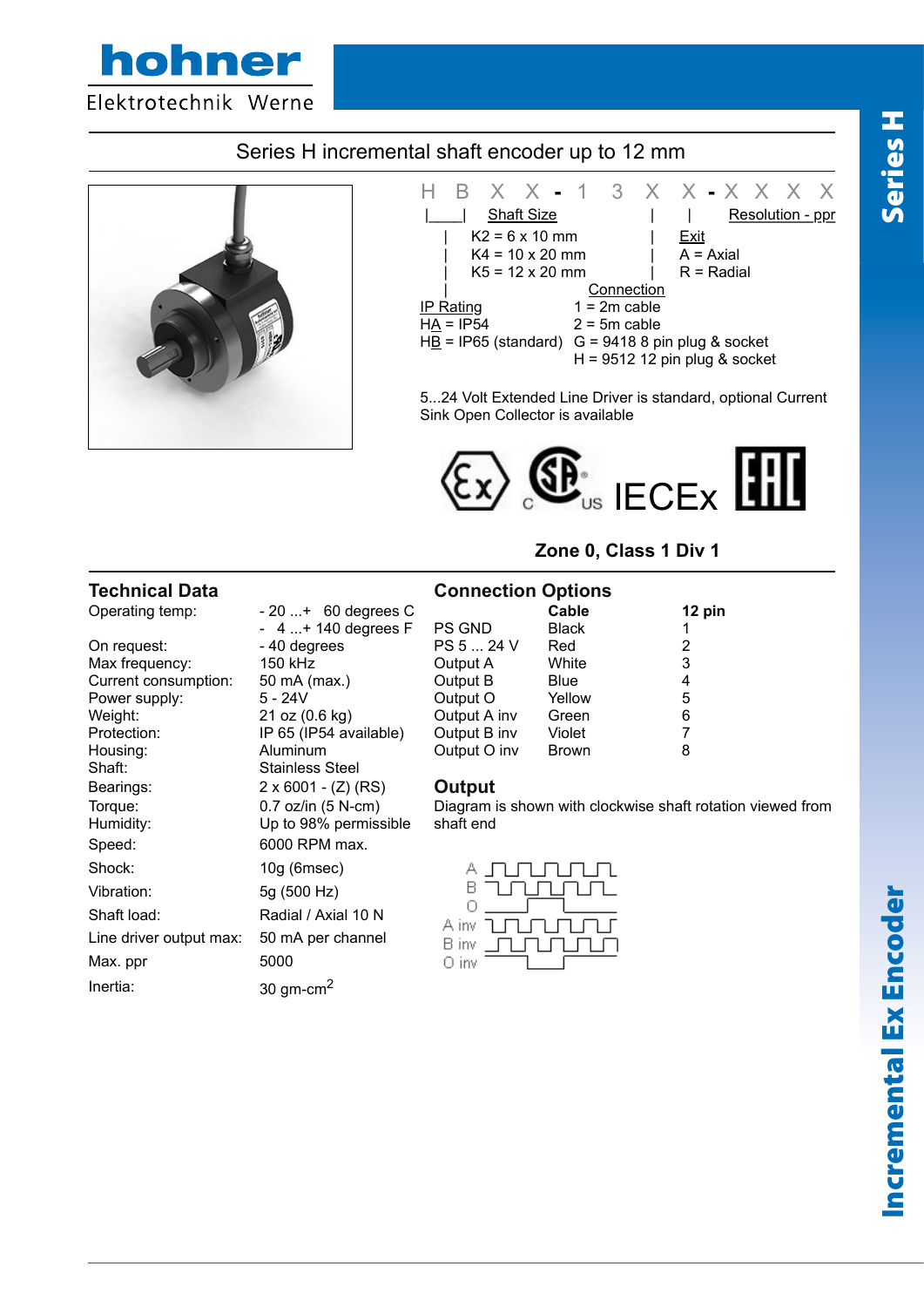hohner
Elektrotechnik Werne

# Series H incremental shaft encoder up to 12 mm

H B X X - 1 3 X X - X X X X

**Shaft Size**
- K2 = 6 x 10 mm
- K4 = 10 x 20 mm
- K5 = 12 x 20 mm

**Resolution - ppr**

**Exit**
- A = Axial
- R = Radial

**Connection**
- 1 = 2m cable
- 2 = 5m cable
- G = 9418 8 pin plug & socket
- H = 9512 12 pin plug & socket

**IP Rating**
- HA = IP54
- HB = IP65 (standard)

5...24 Volt Extended Line Driver is standard, optional Current Sink Open Collector is available

IECEx

**Zone 0, Class 1 Div 1**

## Technical Data

| | |
|---|---|
| Operating temp: | - 20 ...+ 60 degrees C |
| | - 4 ...+ 140 degrees F |
| On request: | - 40 degrees |
| Max frequency: | 150 kHz |
| Current consumption: | 50 mA (max.) |
| Power supply: | 5 - 24V |
| Weight: | 21 oz (0.6 kg) |
| Protection: | IP 65 (IP54 available) |
| Housing: | Aluminum |
| Shaft: | Stainless Steel |
| Bearings: | 2 x 6001 - (Z) (RS) |
| Torque: | 0.7 oz/in (5 N-cm) |
| Humidity: | Up to 98% permissible |
| Speed: | 6000 RPM max. |
| Shock: | 10g (6msec) |
| Vibration: | 5g (500 Hz) |
| Shaft load: | Radial / Axial 10 N |
| Line driver output max: | 50 mA per channel |
| Max. ppr | 5000 |
| Inertia: | 30 gm-cm$^2$ |

## Connection Options

| | Cable | 12 pin |
|---|---|---|
| PS GND | Black | 1 |
| PS 5 ... 24 V | Red | 2 |
| Output A | White | 3 |
| Output B | Blue | 4 |
| Output O | Yellow | 5 |
| Output A inv | Green | 6 |
| Output B inv | Violet | 7 |
| Output O inv | Brown | 8 |

## Output

Diagram is shown with clockwise shaft rotation viewed from shaft end

A
B
O
A inv
B inv
O inv

Series H

Incremental Ex Encoder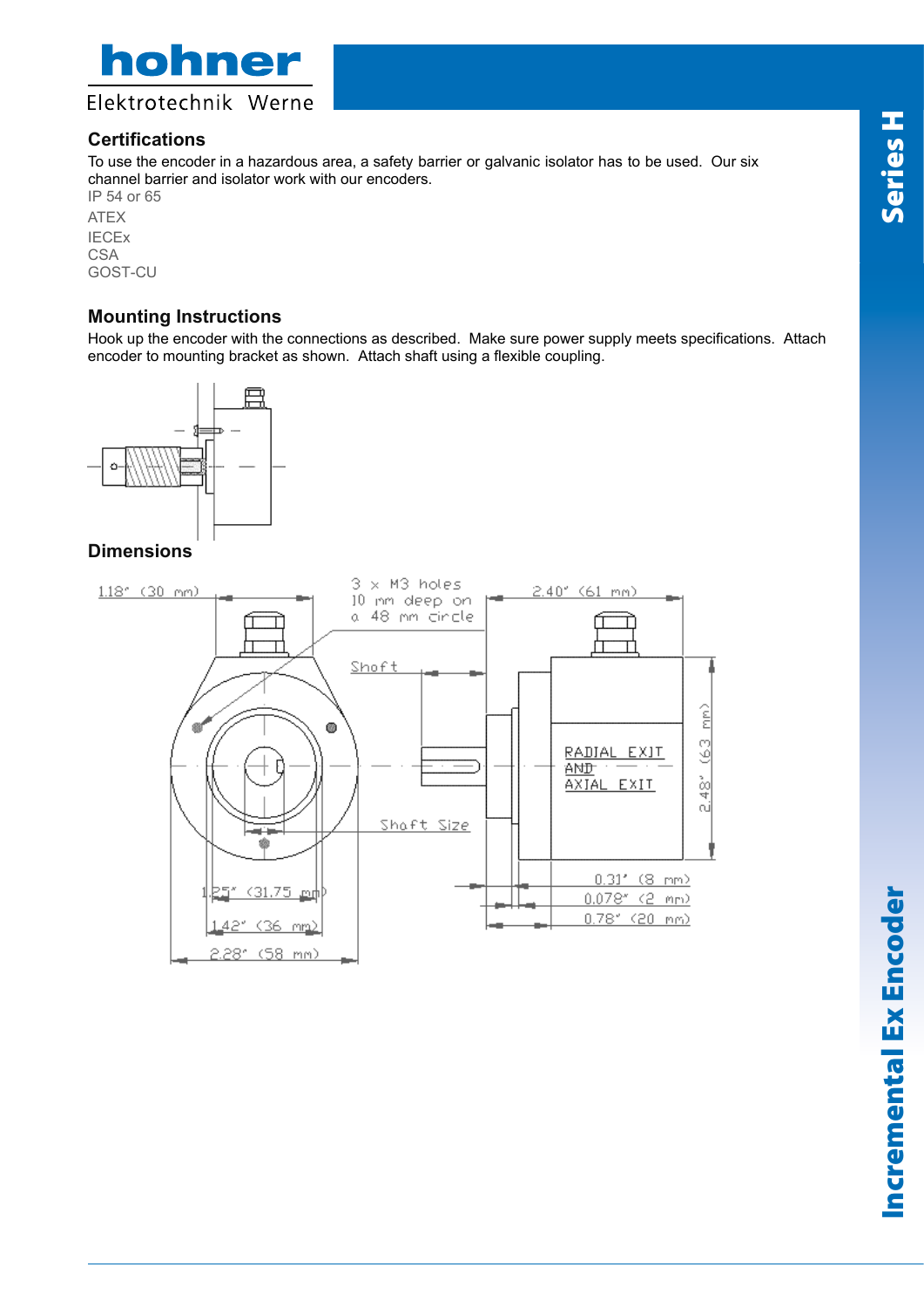## Certifications

To use the encoder in a hazardous area, a safety barrier or galvanic isolator has to be used. Our six channel barrier and isolator work with our encoders.

IP 54 or 65

ATEX

IECEx

CSA

GOST-CU

## Mounting Instructions

Hook up the encoder with the connections as described. Make sure power supply meets specifications. Attach encoder to mounting bracket as shown. Attach shaft using a flexible coupling.

## Dimensions

1.18" (30 mm)

3 x M3 holes
10 mm deep on
a 48 mm circle

2.40" (61 mm)

Shaft

RADIAL EXIT
AND
AXIAL EXIT

2.48" (63 mm)

Shaft Size

1.25" (31.75 mm)

1.42" (36 mm)

2.28" (58 mm)

0.31" (8 mm)

0.078" (2 mm)

0.78" (20 mm)